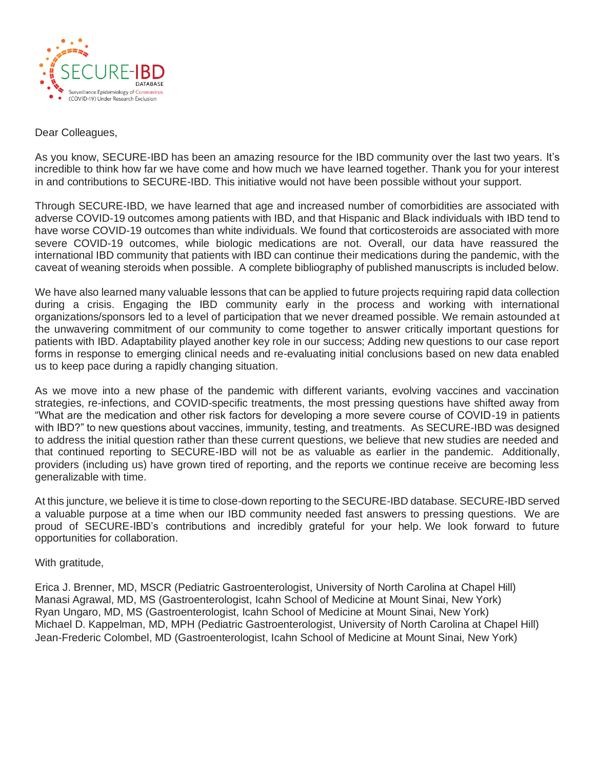SECURE-IBD
DATABASE
Surveillance Epidemiology of Coronavirus (COVID-19) Under Research Exclusion

Dear Colleagues,

As you know, SECURE-IBD has been an amazing resource for the IBD community over the last two years. It's incredible to think how far we have come and how much we have learned together. Thank you for your interest in and contributions to SECURE-IBD. This initiative would not have been possible without your support.

Through SECURE-IBD, we have learned that age and increased number of comorbidities are associated with adverse COVID-19 outcomes among patients with IBD, and that Hispanic and Black individuals with IBD tend to have worse COVID-19 outcomes than white individuals. We found that corticosteroids are associated with more severe COVID-19 outcomes, while biologic medications are not. Overall, our data have reassured the international IBD community that patients with IBD can continue their medications during the pandemic, with the caveat of weaning steroids when possible. A complete bibliography of published manuscripts is included below.

We have also learned many valuable lessons that can be applied to future projects requiring rapid data collection during a crisis. Engaging the IBD community early in the process and working with international organizations/sponsors led to a level of participation that we never dreamed possible. We remain astounded at the unwavering commitment of our community to come together to answer critically important questions for patients with IBD. Adaptability played another key role in our success; Adding new questions to our case report forms in response to emerging clinical needs and re-evaluating initial conclusions based on new data enabled us to keep pace during a rapidly changing situation.

As we move into a new phase of the pandemic with different variants, evolving vaccines and vaccination strategies, re-infections, and COVID-specific treatments, the most pressing questions have shifted away from "What are the medication and other risk factors for developing a more severe course of COVID-19 in patients with IBD?" to new questions about vaccines, immunity, testing, and treatments. As SECURE-IBD was designed to address the initial question rather than these current questions, we believe that new studies are needed and that continued reporting to SECURE-IBD will not be as valuable as earlier in the pandemic. Additionally, providers (including us) have grown tired of reporting, and the reports we continue receive are becoming less generalizable with time.

At this juncture, we believe it is time to close-down reporting to the SECURE-IBD database. SECURE-IBD served a valuable purpose at a time when our IBD community needed fast answers to pressing questions. We are proud of SECURE-IBD's contributions and incredibly grateful for your help. We look forward to future opportunities for collaboration.

With gratitude,

Erica J. Brenner, MD, MSCR (Pediatric Gastroenterologist, University of North Carolina at Chapel Hill)
Manasi Agrawal, MD, MS (Gastroenterologist, Icahn School of Medicine at Mount Sinai, New York)
Ryan Ungaro, MD, MS (Gastroenterologist, Icahn School of Medicine at Mount Sinai, New York)
Michael D. Kappelman, MD, MPH (Pediatric Gastroenterologist, University of North Carolina at Chapel Hill)
Jean-Frederic Colombel, MD (Gastroenterologist, Icahn School of Medicine at Mount Sinai, New York)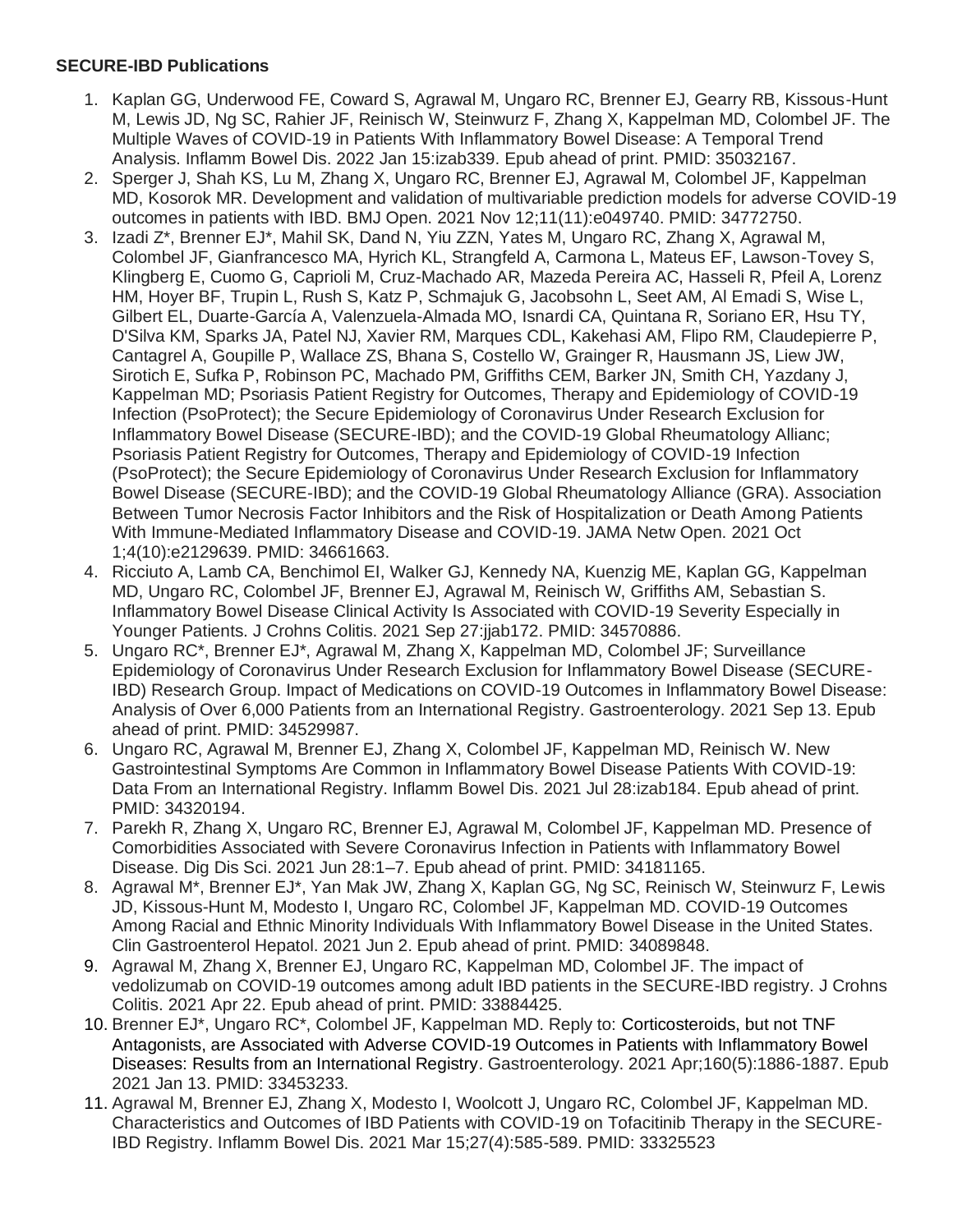**SECURE-IBD Publications**

1. Kaplan GG, Underwood FE, Coward S, Agrawal M, Ungaro RC, Brenner EJ, Gearry RB, Kissous-Hunt M, Lewis JD, Ng SC, Rahier JF, Reinisch W, Steinwurz F, Zhang X, Kappelman MD, Colombel JF. The Multiple Waves of COVID-19 in Patients With Inflammatory Bowel Disease: A Temporal Trend Analysis. Inflamm Bowel Dis. 2022 Jan 15:izab339. Epub ahead of print. PMID: 35032167.
2. Sperger J, Shah KS, Lu M, Zhang X, Ungaro RC, Brenner EJ, Agrawal M, Colombel JF, Kappelman MD, Kosorok MR. Development and validation of multivariable prediction models for adverse COVID-19 outcomes in patients with IBD. BMJ Open. 2021 Nov 12;11(11):e049740. PMID: 34772750.
3. Izadi Z*, Brenner EJ*, Mahil SK, Dand N, Yiu ZZN, Yates M, Ungaro RC, Zhang X, Agrawal M, Colombel JF, Gianfrancesco MA, Hyrich KL, Strangfeld A, Carmona L, Mateus EF, Lawson-Tovey S, Klingberg E, Cuomo G, Caprioli M, Cruz-Machado AR, Mazeda Pereira AC, Hasseli R, Pfeil A, Lorenz HM, Hoyer BF, Trupin L, Rush S, Katz P, Schmajuk G, Jacobsohn L, Seet AM, Al Emadi S, Wise L, Gilbert EL, Duarte-García A, Valenzuela-Almada MO, Isnardi CA, Quintana R, Soriano ER, Hsu TY, D'Silva KM, Sparks JA, Patel NJ, Xavier RM, Marques CDL, Kakehasi AM, Flipo RM, Claudepierre P, Cantagrel A, Goupille P, Wallace ZS, Bhana S, Costello W, Grainger R, Hausmann JS, Liew JW, Sirotich E, Sufka P, Robinson PC, Machado PM, Griffiths CEM, Barker JN, Smith CH, Yazdany J, Kappelman MD; Psoriasis Patient Registry for Outcomes, Therapy and Epidemiology of COVID-19 Infection (PsoProtect); the Secure Epidemiology of Coronavirus Under Research Exclusion for Inflammatory Bowel Disease (SECURE-IBD); and the COVID-19 Global Rheumatology Allianc; Psoriasis Patient Registry for Outcomes, Therapy and Epidemiology of COVID-19 Infection (PsoProtect); the Secure Epidemiology of Coronavirus Under Research Exclusion for Inflammatory Bowel Disease (SECURE-IBD); and the COVID-19 Global Rheumatology Alliance (GRA). Association Between Tumor Necrosis Factor Inhibitors and the Risk of Hospitalization or Death Among Patients With Immune-Mediated Inflammatory Disease and COVID-19. JAMA Netw Open. 2021 Oct 1;4(10):e2129639. PMID: 34661663.
4. Ricciuto A, Lamb CA, Benchimol EI, Walker GJ, Kennedy NA, Kuenzig ME, Kaplan GG, Kappelman MD, Ungaro RC, Colombel JF, Brenner EJ, Agrawal M, Reinisch W, Griffiths AM, Sebastian S. Inflammatory Bowel Disease Clinical Activity Is Associated with COVID-19 Severity Especially in Younger Patients. J Crohns Colitis. 2021 Sep 27:jjab172. PMID: 34570886.
5. Ungaro RC*, Brenner EJ*, Agrawal M, Zhang X, Kappelman MD, Colombel JF; Surveillance Epidemiology of Coronavirus Under Research Exclusion for Inflammatory Bowel Disease (SECURE-IBD) Research Group. Impact of Medications on COVID-19 Outcomes in Inflammatory Bowel Disease: Analysis of Over 6,000 Patients from an International Registry. Gastroenterology. 2021 Sep 13. Epub ahead of print. PMID: 34529987.
6. Ungaro RC, Agrawal M, Brenner EJ, Zhang X, Colombel JF, Kappelman MD, Reinisch W. New Gastrointestinal Symptoms Are Common in Inflammatory Bowel Disease Patients With COVID-19: Data From an International Registry. Inflamm Bowel Dis. 2021 Jul 28:izab184. Epub ahead of print. PMID: 34320194.
7. Parekh R, Zhang X, Ungaro RC, Brenner EJ, Agrawal M, Colombel JF, Kappelman MD. Presence of Comorbidities Associated with Severe Coronavirus Infection in Patients with Inflammatory Bowel Disease. Dig Dis Sci. 2021 Jun 28:1–7. Epub ahead of print. PMID: 34181165.
8. Agrawal M*, Brenner EJ*, Yan Mak JW, Zhang X, Kaplan GG, Ng SC, Reinisch W, Steinwurz F, Lewis JD, Kissous-Hunt M, Modesto I, Ungaro RC, Colombel JF, Kappelman MD. COVID-19 Outcomes Among Racial and Ethnic Minority Individuals With Inflammatory Bowel Disease in the United States. Clin Gastroenterol Hepatol. 2021 Jun 2. Epub ahead of print. PMID: 34089848.
9. Agrawal M, Zhang X, Brenner EJ, Ungaro RC, Kappelman MD, Colombel JF. The impact of vedolizumab on COVID-19 outcomes among adult IBD patients in the SECURE-IBD registry. J Crohns Colitis. 2021 Apr 22. Epub ahead of print. PMID: 33884425.
10. Brenner EJ*, Ungaro RC*, Colombel JF, Kappelman MD. Reply to: Corticosteroids, but not TNF Antagonists, are Associated with Adverse COVID-19 Outcomes in Patients with Inflammatory Bowel Diseases: Results from an International Registry. Gastroenterology. 2021 Apr;160(5):1886-1887. Epub 2021 Jan 13. PMID: 33453233.
11. Agrawal M, Brenner EJ, Zhang X, Modesto I, Woolcott J, Ungaro RC, Colombel JF, Kappelman MD. Characteristics and Outcomes of IBD Patients with COVID-19 on Tofacitinib Therapy in the SECURE-IBD Registry. Inflamm Bowel Dis. 2021 Mar 15;27(4):585-589. PMID: 33325523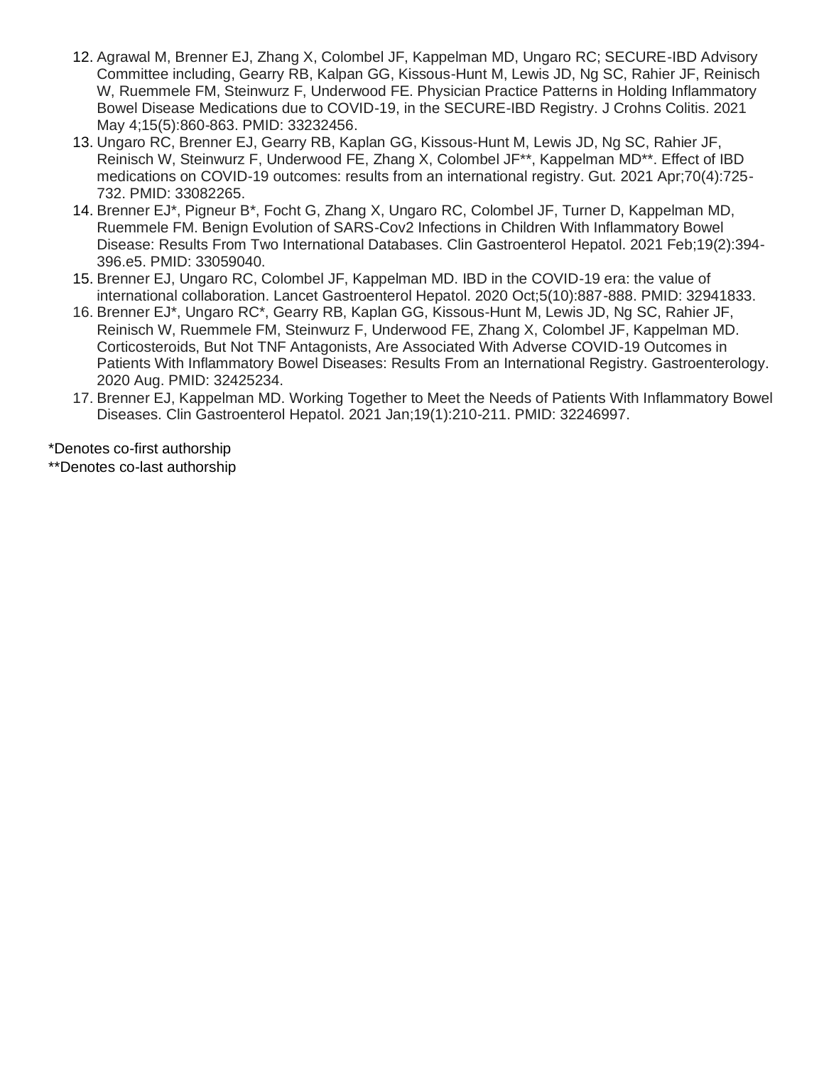12. Agrawal M, Brenner EJ, Zhang X, Colombel JF, Kappelman MD, Ungaro RC; SECURE-IBD Advisory Committee including, Gearry RB, Kalpan GG, Kissous-Hunt M, Lewis JD, Ng SC, Rahier JF, Reinisch W, Ruemmele FM, Steinwurz F, Underwood FE. Physician Practice Patterns in Holding Inflammatory Bowel Disease Medications due to COVID-19, in the SECURE-IBD Registry. J Crohns Colitis. 2021 May 4;15(5):860-863. PMID: 33232456.
13. Ungaro RC, Brenner EJ, Gearry RB, Kaplan GG, Kissous-Hunt M, Lewis JD, Ng SC, Rahier JF, Reinisch W, Steinwurz F, Underwood FE, Zhang X, Colombel JF**, Kappelman MD**. Effect of IBD medications on COVID-19 outcomes: results from an international registry. Gut. 2021 Apr;70(4):725-732. PMID: 33082265.
14. Brenner EJ*, Pigneur B*, Focht G, Zhang X, Ungaro RC, Colombel JF, Turner D, Kappelman MD, Ruemmele FM. Benign Evolution of SARS-Cov2 Infections in Children With Inflammatory Bowel Disease: Results From Two International Databases. Clin Gastroenterol Hepatol. 2021 Feb;19(2):394-396.e5. PMID: 33059040.
15. Brenner EJ, Ungaro RC, Colombel JF, Kappelman MD. IBD in the COVID-19 era: the value of international collaboration. Lancet Gastroenterol Hepatol. 2020 Oct;5(10):887-888. PMID: 32941833.
16. Brenner EJ*, Ungaro RC*, Gearry RB, Kaplan GG, Kissous-Hunt M, Lewis JD, Ng SC, Rahier JF, Reinisch W, Ruemmele FM, Steinwurz F, Underwood FE, Zhang X, Colombel JF, Kappelman MD. Corticosteroids, But Not TNF Antagonists, Are Associated With Adverse COVID-19 Outcomes in Patients With Inflammatory Bowel Diseases: Results From an International Registry. Gastroenterology. 2020 Aug. PMID: 32425234.
17. Brenner EJ, Kappelman MD. Working Together to Meet the Needs of Patients With Inflammatory Bowel Diseases. Clin Gastroenterol Hepatol. 2021 Jan;19(1):210-211. PMID: 32246997.

*Denotes co-first authorship
**Denotes co-last authorship